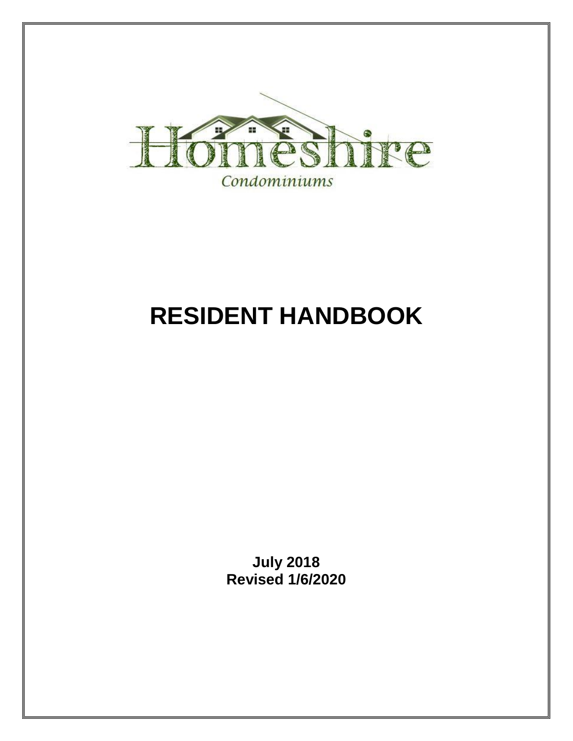Homeshire

Condominiums

# RESIDENT HANDBOOK

**July 2018**
**Revised 1/6/2020**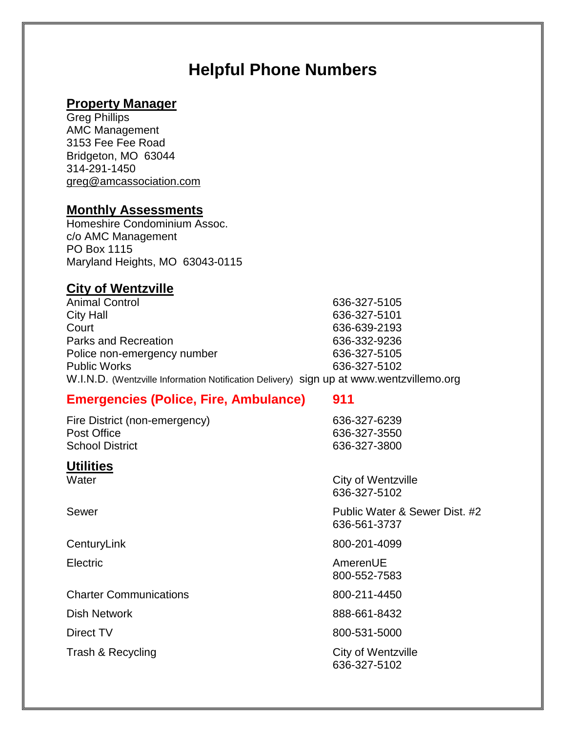# Helpful Phone Numbers

## Property Manager

Greg Phillips
AMC Management
3153 Fee Fee Road
Bridgeton, MO 63044
314-291-1450
greg@amcassociation.com

## Monthly Assessments

Homeshire Condominium Assoc.
c/o AMC Management
PO Box 1115
Maryland Heights, MO 63043-0115

## City of Wentzville

| | |
|---|---|
| Animal Control | 636-327-5105 |
| City Hall | 636-327-5101 |
| Court | 636-639-2193 |
| Parks and Recreation | 636-332-9236 |
| Police non-emergency number | 636-327-5105 |
| Public Works | 636-327-5102 |
| W.I.N.D. (Wentzville Information Notification Delivery) | sign up at www.wentzvillemo.org |

## Emergencies (Police, Fire, Ambulance) 911

| | |
|---|---|
| Fire District (non-emergency) | 636-327-6239 |
| Post Office | 636-327-3550 |
| School District | 636-327-3800 |

## Utilities

| | |
|---|---|
| Water | City of Wentzville 636-327-5102 |
| Sewer | Public Water & Sewer Dist. #2 636-561-3737 |
| CenturyLink | 800-201-4099 |
| Electric | AmerenUE 800-552-7583 |
| Charter Communications | 800-211-4450 |
| Dish Network | 888-661-8432 |
| Direct TV | 800-531-5000 |
| Trash & Recycling | City of Wentzville 636-327-5102 |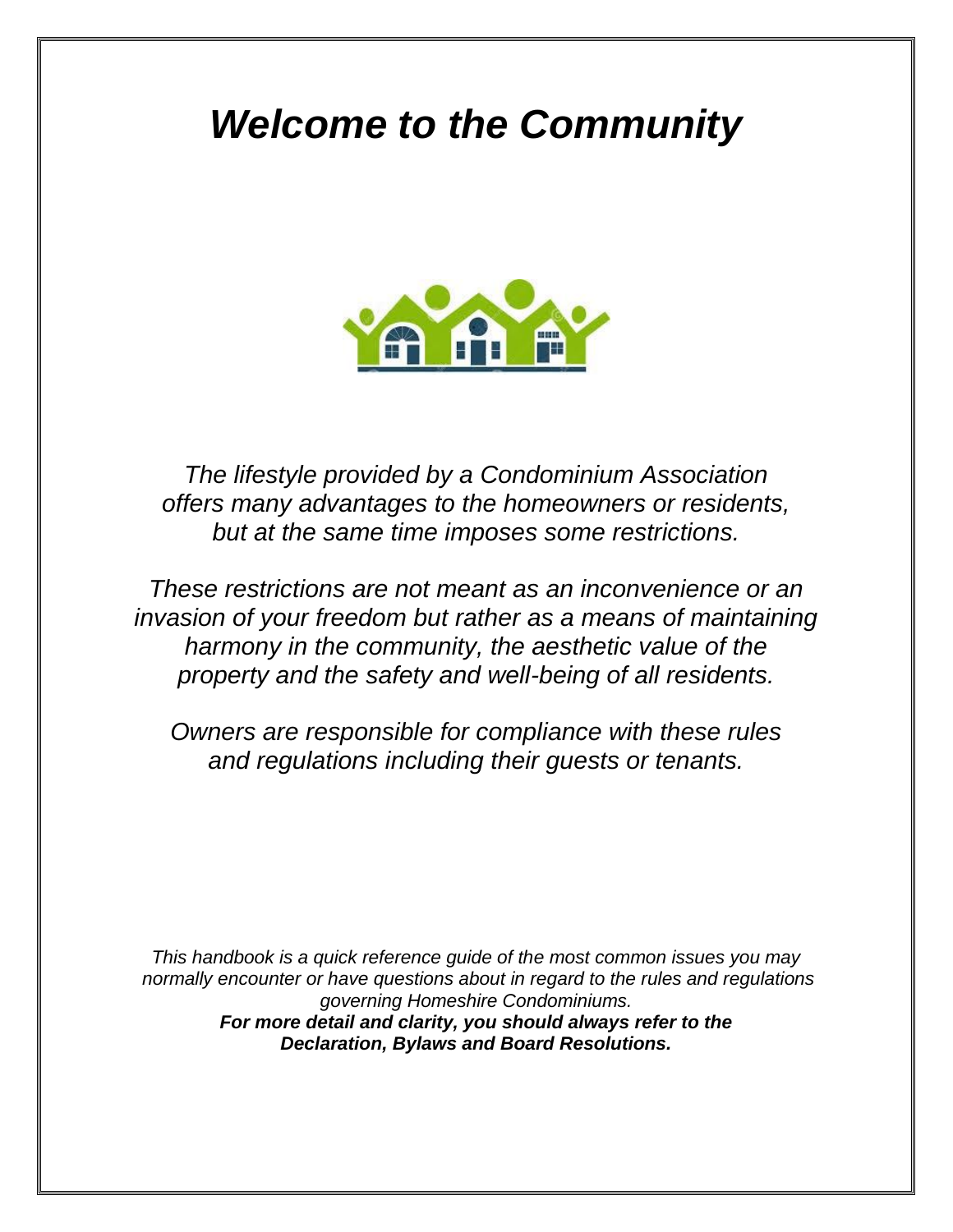# *Welcome to the Community*

*The lifestyle provided by a Condominium Association offers many advantages to the homeowners or residents, but at the same time imposes some restrictions.*

*These restrictions are not meant as an inconvenience or an invasion of your freedom but rather as a means of maintaining harmony in the community, the aesthetic value of the property and the safety and well-being of all residents.*

*Owners are responsible for compliance with these rules and regulations including their guests or tenants.*

*This handbook is a quick reference guide of the most common issues you may normally encounter or have questions about in regard to the rules and regulations governing Homeshire Condominiums.*

***For more detail and clarity, you should always refer to the Declaration, Bylaws and Board Resolutions.***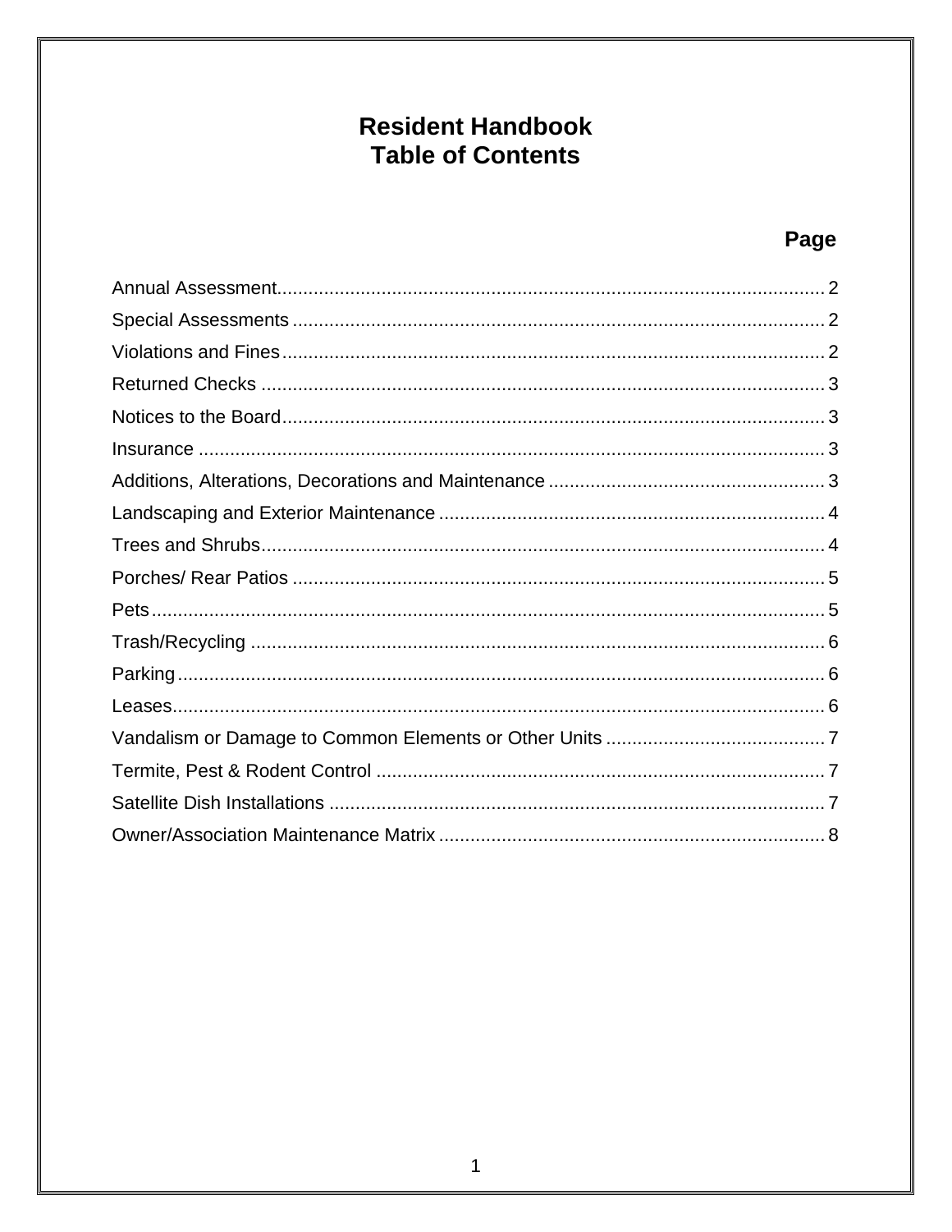# Resident Handbook
# Table of Contents

| | Page |
|---|---|
| Annual Assessment | 2 |
| Special Assessments | 2 |
| Violations and Fines | 2 |
| Returned Checks | 3 |
| Notices to the Board | 3 |
| Insurance | 3 |
| Additions, Alterations, Decorations and Maintenance | 3 |
| Landscaping and Exterior Maintenance | 4 |
| Trees and Shrubs | 4 |
| Porches/ Rear Patios | 5 |
| Pets | 5 |
| Trash/Recycling | 6 |
| Parking | 6 |
| Leases | 6 |
| Vandalism or Damage to Common Elements or Other Units | 7 |
| Termite, Pest & Rodent Control | 7 |
| Satellite Dish Installations | 7 |
| Owner/Association Maintenance Matrix | 8 |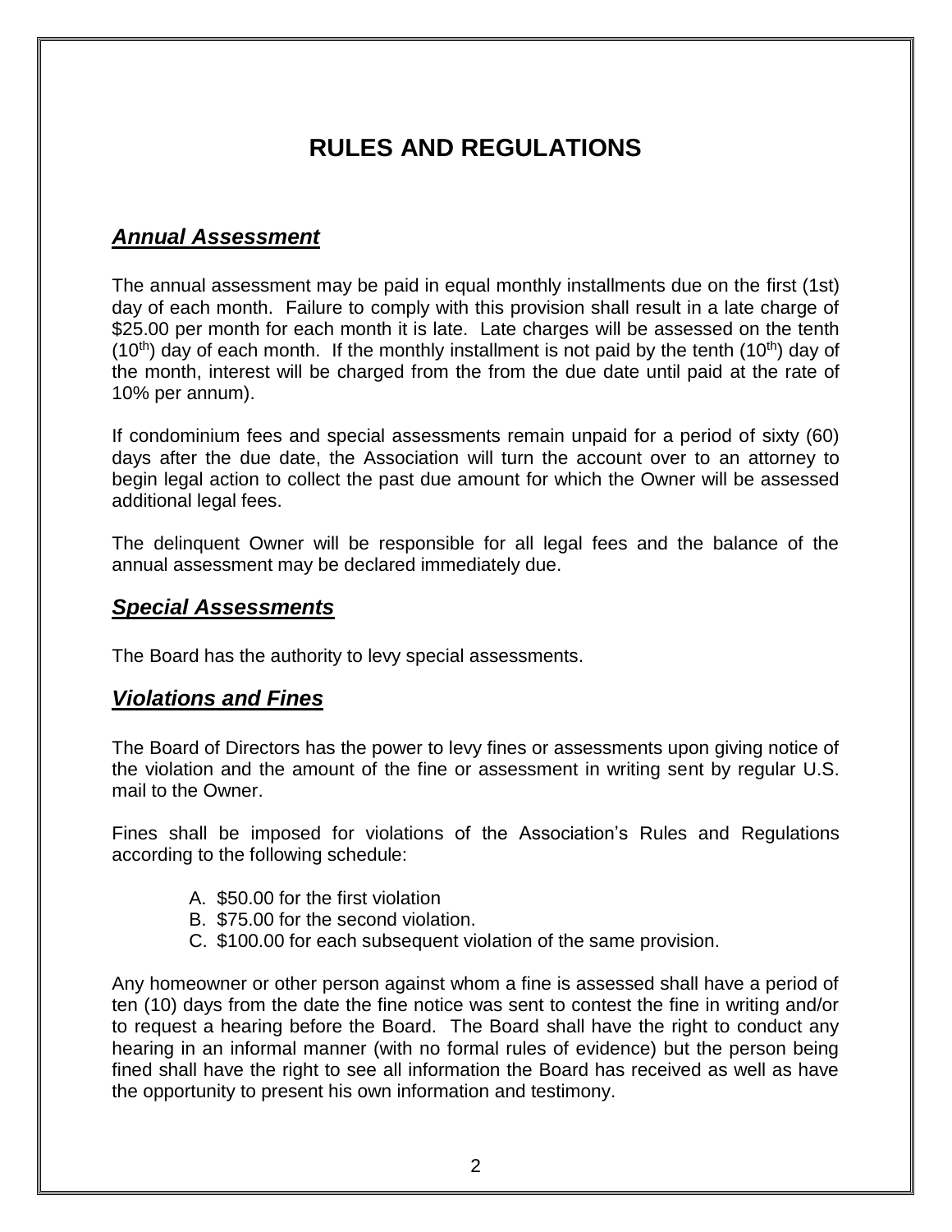# RULES AND REGULATIONS

## ***Annual Assessment***

The annual assessment may be paid in equal monthly installments due on the first (1st) day of each month. Failure to comply with this provision shall result in a late charge of $25.00 per month for each month it is late. Late charges will be assessed on the tenth (10th) day of each month. If the monthly installment is not paid by the tenth (10th) day of the month, interest will be charged from the from the due date until paid at the rate of 10% per annum).

If condominium fees and special assessments remain unpaid for a period of sixty (60) days after the due date, the Association will turn the account over to an attorney to begin legal action to collect the past due amount for which the Owner will be assessed additional legal fees.

The delinquent Owner will be responsible for all legal fees and the balance of the annual assessment may be declared immediately due.

## ***Special Assessments***

The Board has the authority to levy special assessments.

## ***Violations and Fines***

The Board of Directors has the power to levy fines or assessments upon giving notice of the violation and the amount of the fine or assessment in writing sent by regular U.S. mail to the Owner.

Fines shall be imposed for violations of the Association's Rules and Regulations according to the following schedule:

A. $50.00 for the first violation
B. $75.00 for the second violation.
C. $100.00 for each subsequent violation of the same provision.

Any homeowner or other person against whom a fine is assessed shall have a period of ten (10) days from the date the fine notice was sent to contest the fine in writing and/or to request a hearing before the Board. The Board shall have the right to conduct any hearing in an informal manner (with no formal rules of evidence) but the person being fined shall have the right to see all information the Board has received as well as have the opportunity to present his own information and testimony.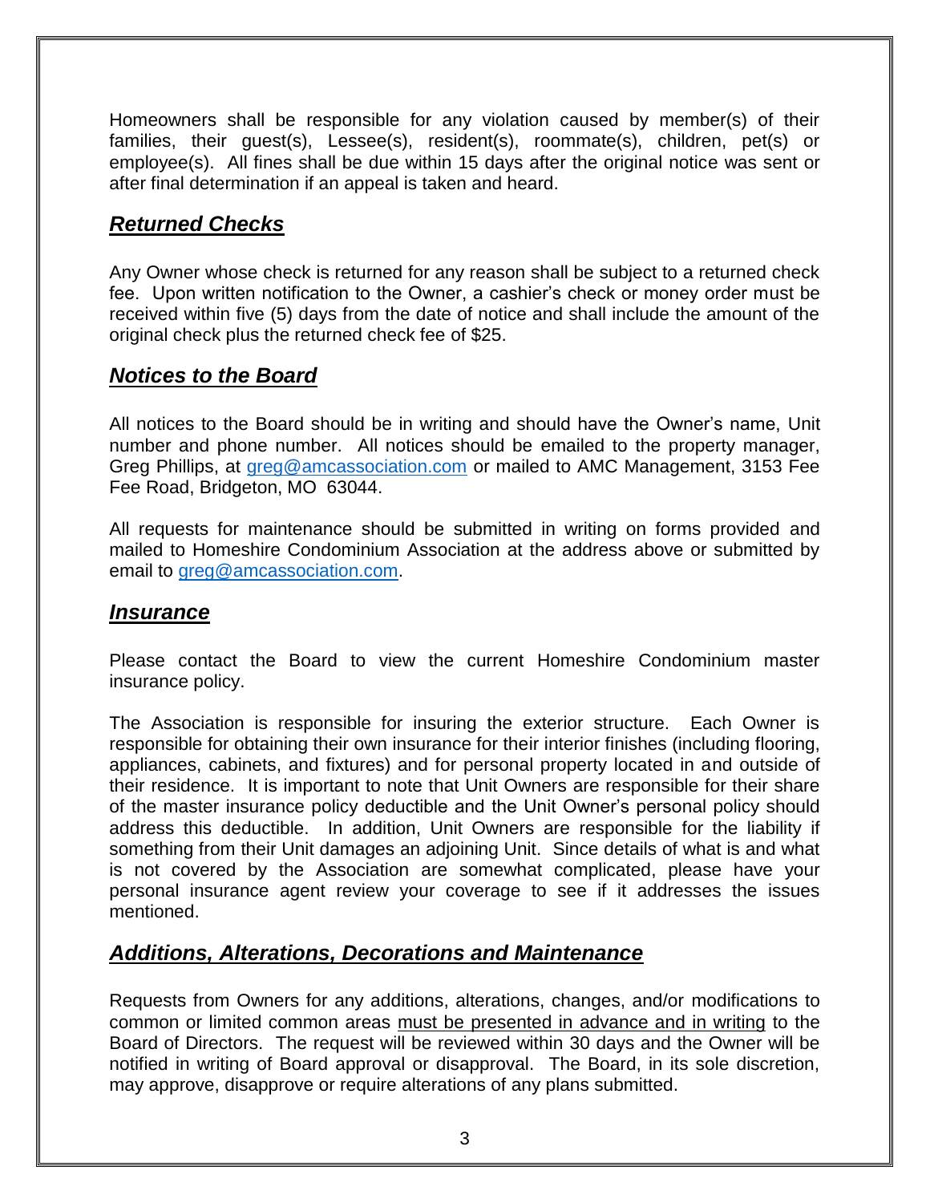Homeowners shall be responsible for any violation caused by member(s) of their families, their guest(s), Lessee(s), resident(s), roommate(s), children, pet(s) or employee(s). All fines shall be due within 15 days after the original notice was sent or after final determination if an appeal is taken and heard.

## ***Returned Checks***

Any Owner whose check is returned for any reason shall be subject to a returned check fee. Upon written notification to the Owner, a cashier's check or money order must be received within five (5) days from the date of notice and shall include the amount of the original check plus the returned check fee of $25.

## ***Notices to the Board***

All notices to the Board should be in writing and should have the Owner's name, Unit number and phone number. All notices should be emailed to the property manager, Greg Phillips, at greg@amcassociation.com or mailed to AMC Management, 3153 Fee Fee Road, Bridgeton, MO 63044.

All requests for maintenance should be submitted in writing on forms provided and mailed to Homeshire Condominium Association at the address above or submitted by email to greg@amcassociation.com.

## ***Insurance***

Please contact the Board to view the current Homeshire Condominium master insurance policy.

The Association is responsible for insuring the exterior structure. Each Owner is responsible for obtaining their own insurance for their interior finishes (including flooring, appliances, cabinets, and fixtures) and for personal property located in and outside of their residence. It is important to note that Unit Owners are responsible for their share of the master insurance policy deductible and the Unit Owner's personal policy should address this deductible. In addition, Unit Owners are responsible for the liability if something from their Unit damages an adjoining Unit. Since details of what is and what is not covered by the Association are somewhat complicated, please have your personal insurance agent review your coverage to see if it addresses the issues mentioned.

## ***Additions, Alterations, Decorations and Maintenance***

Requests from Owners for any additions, alterations, changes, and/or modifications to common or limited common areas must be presented in advance and in writing to the Board of Directors. The request will be reviewed within 30 days and the Owner will be notified in writing of Board approval or disapproval. The Board, in its sole discretion, may approve, disapprove or require alterations of any plans submitted.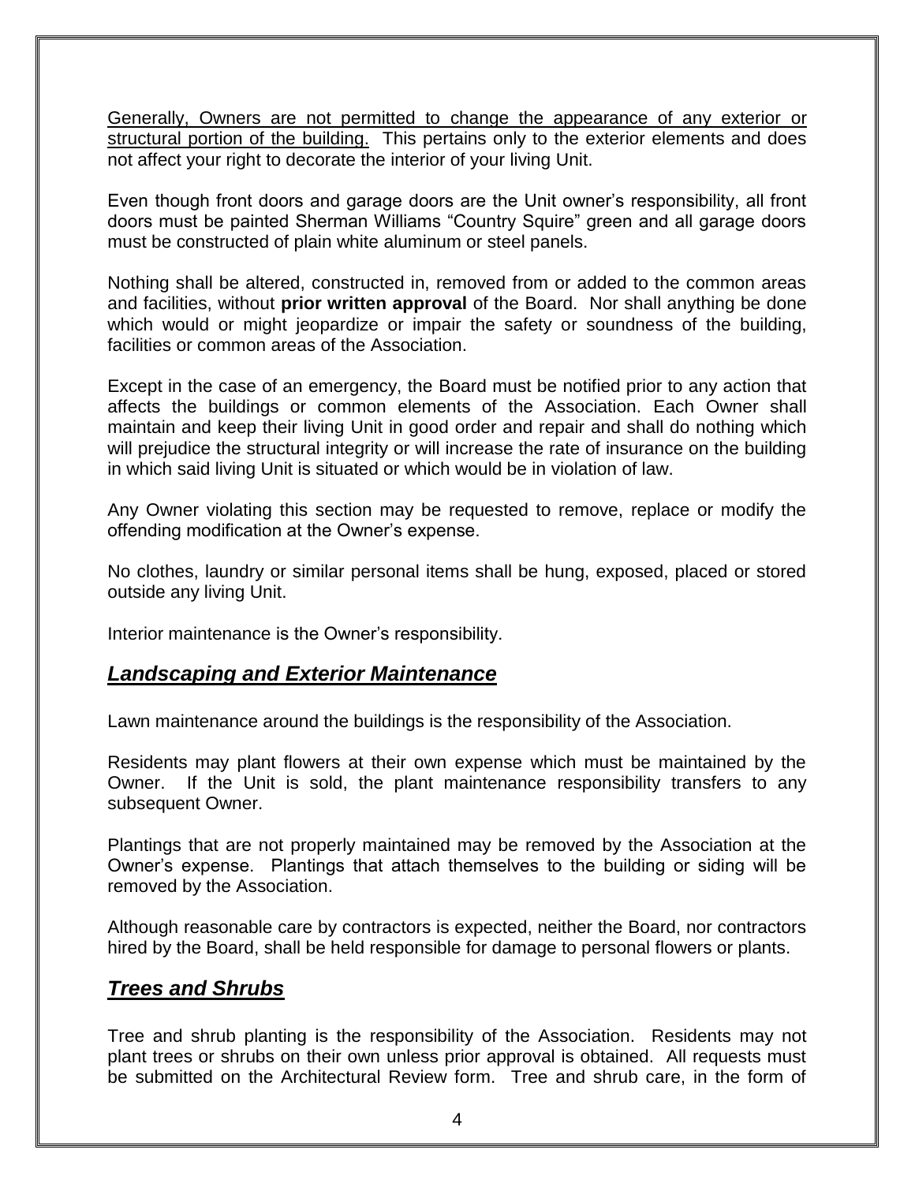<u>Generally, Owners are not permitted to change the appearance of any exterior or structural portion of the building.</u> This pertains only to the exterior elements and does not affect your right to decorate the interior of your living Unit.

Even though front doors and garage doors are the Unit owner's responsibility, all front doors must be painted Sherman Williams "Country Squire" green and all garage doors must be constructed of plain white aluminum or steel panels.

Nothing shall be altered, constructed in, removed from or added to the common areas and facilities, without **prior written approval** of the Board. Nor shall anything be done which would or might jeopardize or impair the safety or soundness of the building, facilities or common areas of the Association.

Except in the case of an emergency, the Board must be notified prior to any action that affects the buildings or common elements of the Association. Each Owner shall maintain and keep their living Unit in good order and repair and shall do nothing which will prejudice the structural integrity or will increase the rate of insurance on the building in which said living Unit is situated or which would be in violation of law.

Any Owner violating this section may be requested to remove, replace or modify the offending modification at the Owner's expense.

No clothes, laundry or similar personal items shall be hung, exposed, placed or stored outside any living Unit.

Interior maintenance is the Owner's responsibility.

## ***<u>Landscaping and Exterior Maintenance</u>***

Lawn maintenance around the buildings is the responsibility of the Association.

Residents may plant flowers at their own expense which must be maintained by the Owner. If the Unit is sold, the plant maintenance responsibility transfers to any subsequent Owner.

Plantings that are not properly maintained may be removed by the Association at the Owner's expense. Plantings that attach themselves to the building or siding will be removed by the Association.

Although reasonable care by contractors is expected, neither the Board, nor contractors hired by the Board, shall be held responsible for damage to personal flowers or plants.

## ***<u>Trees and Shrubs</u>***

Tree and shrub planting is the responsibility of the Association. Residents may not plant trees or shrubs on their own unless prior approval is obtained. All requests must be submitted on the Architectural Review form. Tree and shrub care, in the form of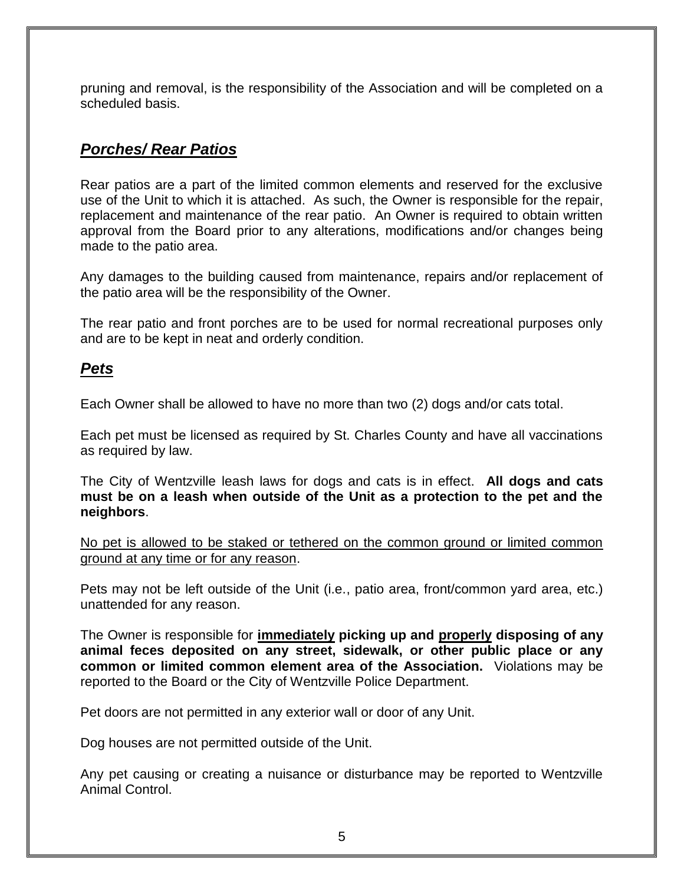pruning and removal, is the responsibility of the Association and will be completed on a scheduled basis.

## ***Porches/ Rear Patios***

Rear patios are a part of the limited common elements and reserved for the exclusive use of the Unit to which it is attached. As such, the Owner is responsible for the repair, replacement and maintenance of the rear patio. An Owner is required to obtain written approval from the Board prior to any alterations, modifications and/or changes being made to the patio area.

Any damages to the building caused from maintenance, repairs and/or replacement of the patio area will be the responsibility of the Owner.

The rear patio and front porches are to be used for normal recreational purposes only and are to be kept in neat and orderly condition.

## ***Pets***

Each Owner shall be allowed to have no more than two (2) dogs and/or cats total.

Each pet must be licensed as required by St. Charles County and have all vaccinations as required by law.

The City of Wentzville leash laws for dogs and cats is in effect. **All dogs and cats must be on a leash when outside of the Unit as a protection to the pet and the neighbors**.

<u>No pet is allowed to be staked or tethered on the common ground or limited common ground at any time or for any reason</u>.

Pets may not be left outside of the Unit (i.e., patio area, front/common yard area, etc.) unattended for any reason.

The Owner is responsible for **<u>immediately</u> picking up and <u>properly</u> disposing of any animal feces deposited on any street, sidewalk, or other public place or any common or limited common element area of the Association.** Violations may be reported to the Board or the City of Wentzville Police Department.

Pet doors are not permitted in any exterior wall or door of any Unit.

Dog houses are not permitted outside of the Unit.

Any pet causing or creating a nuisance or disturbance may be reported to Wentzville Animal Control.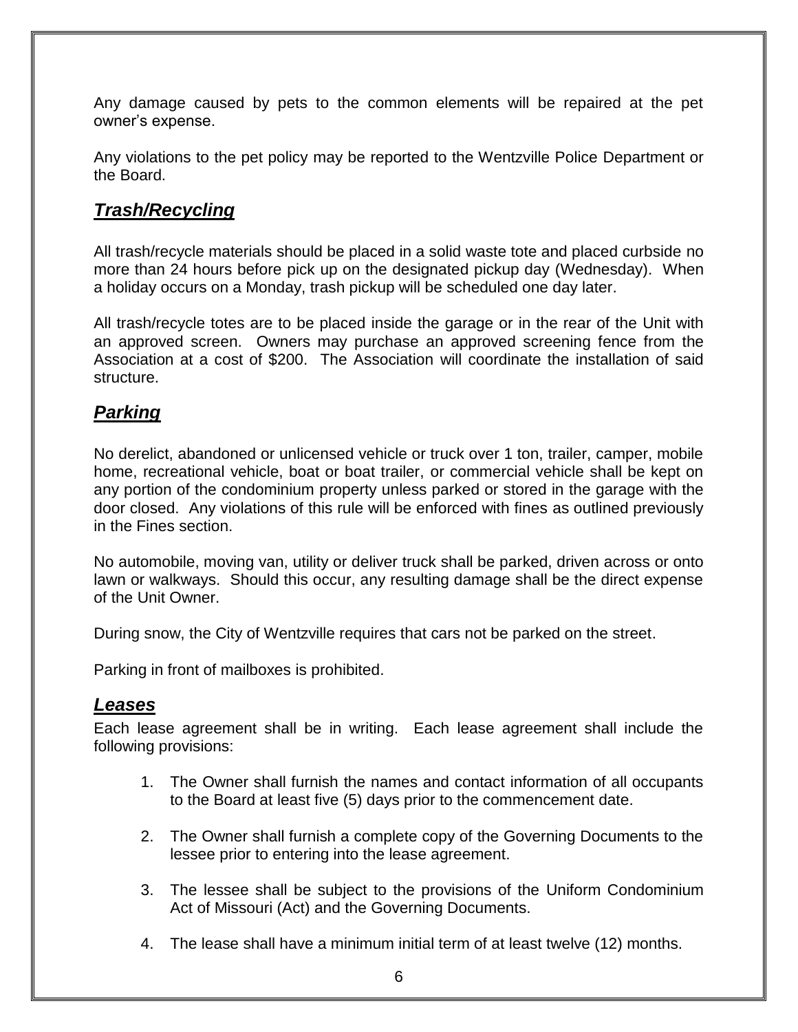Any damage caused by pets to the common elements will be repaired at the pet owner's expense.

Any violations to the pet policy may be reported to the Wentzville Police Department or the Board.

## ***Trash/Recycling***

All trash/recycle materials should be placed in a solid waste tote and placed curbside no more than 24 hours before pick up on the designated pickup day (Wednesday). When a holiday occurs on a Monday, trash pickup will be scheduled one day later.

All trash/recycle totes are to be placed inside the garage or in the rear of the Unit with an approved screen. Owners may purchase an approved screening fence from the Association at a cost of $200. The Association will coordinate the installation of said structure.

## ***Parking***

No derelict, abandoned or unlicensed vehicle or truck over 1 ton, trailer, camper, mobile home, recreational vehicle, boat or boat trailer, or commercial vehicle shall be kept on any portion of the condominium property unless parked or stored in the garage with the door closed. Any violations of this rule will be enforced with fines as outlined previously in the Fines section.

No automobile, moving van, utility or deliver truck shall be parked, driven across or onto lawn or walkways. Should this occur, any resulting damage shall be the direct expense of the Unit Owner.

During snow, the City of Wentzville requires that cars not be parked on the street.

Parking in front of mailboxes is prohibited.

## ***Leases***

Each lease agreement shall be in writing. Each lease agreement shall include the following provisions:

1. The Owner shall furnish the names and contact information of all occupants to the Board at least five (5) days prior to the commencement date.
2. The Owner shall furnish a complete copy of the Governing Documents to the lessee prior to entering into the lease agreement.
3. The lessee shall be subject to the provisions of the Uniform Condominium Act of Missouri (Act) and the Governing Documents.
4. The lease shall have a minimum initial term of at least twelve (12) months.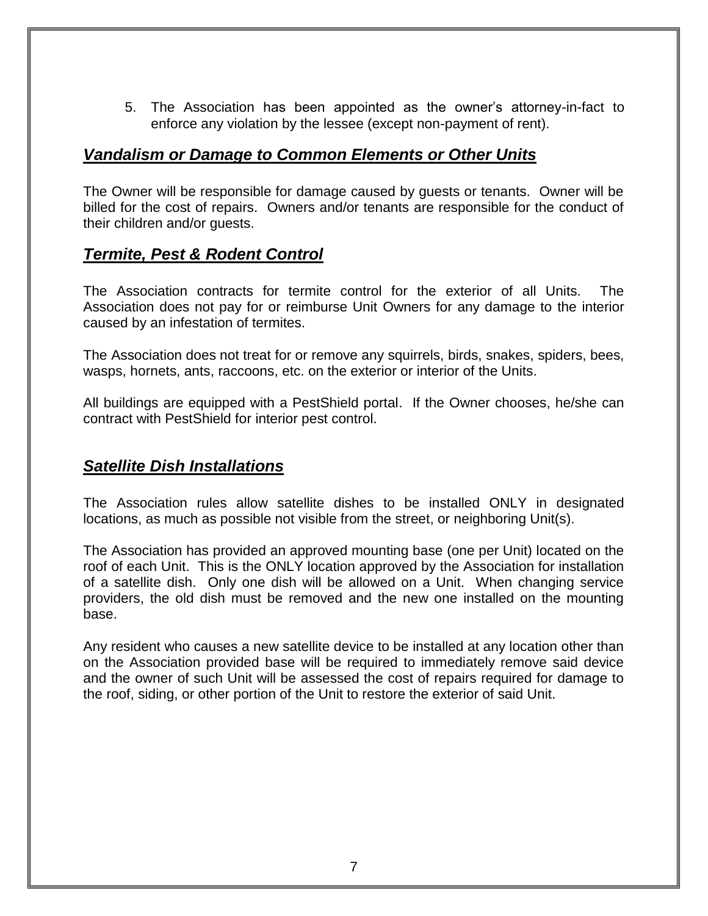5. The Association has been appointed as the owner's attorney-in-fact to enforce any violation by the lessee (except non-payment of rent).

## ***Vandalism or Damage to Common Elements or Other Units***

The Owner will be responsible for damage caused by guests or tenants. Owner will be billed for the cost of repairs. Owners and/or tenants are responsible for the conduct of their children and/or guests.

## ***Termite, Pest & Rodent Control***

The Association contracts for termite control for the exterior of all Units. The Association does not pay for or reimburse Unit Owners for any damage to the interior caused by an infestation of termites.

The Association does not treat for or remove any squirrels, birds, snakes, spiders, bees, wasps, hornets, ants, raccoons, etc. on the exterior or interior of the Units.

All buildings are equipped with a PestShield portal. If the Owner chooses, he/she can contract with PestShield for interior pest control.

## ***Satellite Dish Installations***

The Association rules allow satellite dishes to be installed ONLY in designated locations, as much as possible not visible from the street, or neighboring Unit(s).

The Association has provided an approved mounting base (one per Unit) located on the roof of each Unit. This is the ONLY location approved by the Association for installation of a satellite dish. Only one dish will be allowed on a Unit. When changing service providers, the old dish must be removed and the new one installed on the mounting base.

Any resident who causes a new satellite device to be installed at any location other than on the Association provided base will be required to immediately remove said device and the owner of such Unit will be assessed the cost of repairs required for damage to the roof, siding, or other portion of the Unit to restore the exterior of said Unit.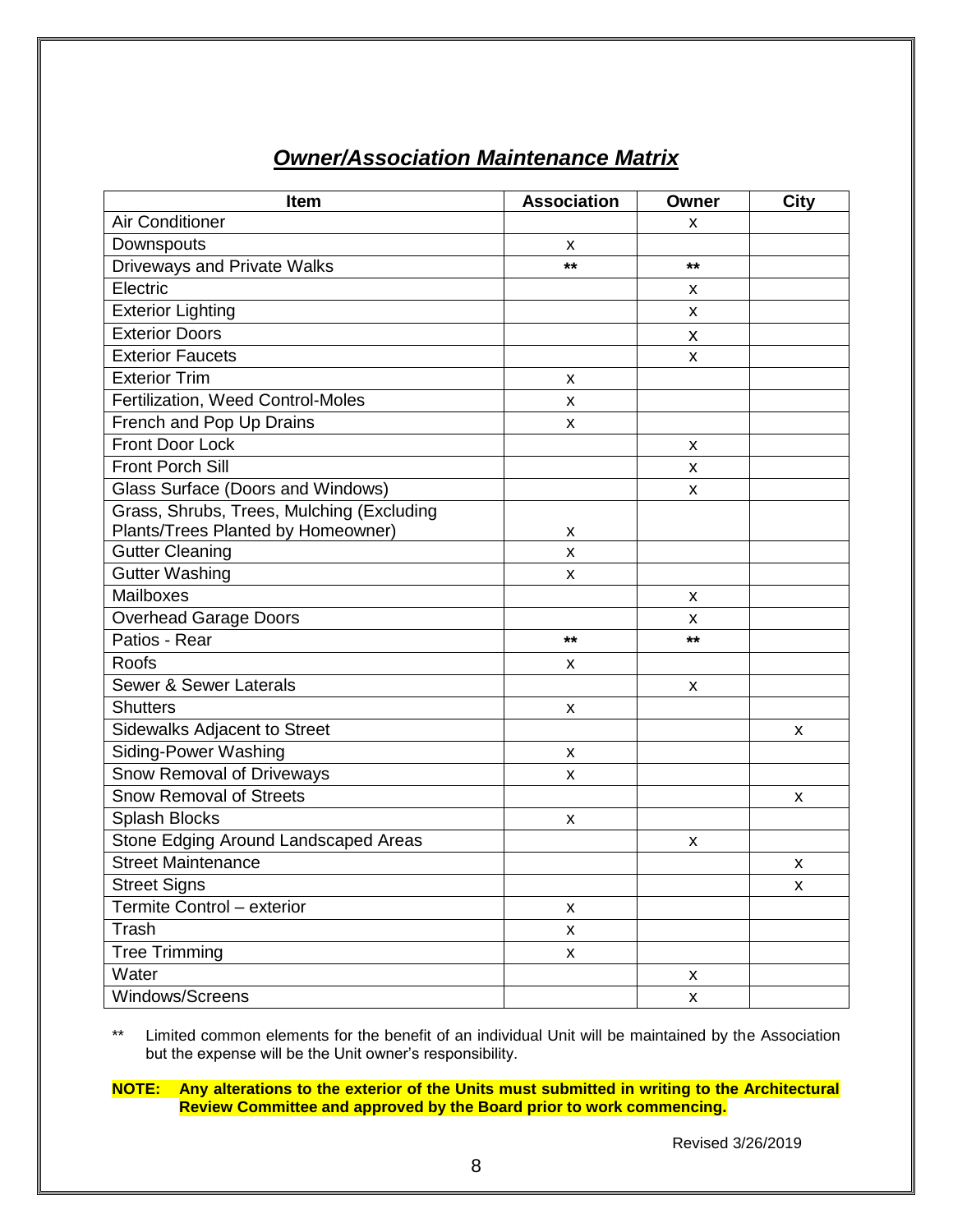## ***Owner/Association Maintenance Matrix***

| Item | Association | Owner | City |
|---|---|---|---|
| Air Conditioner | | x | |
| Downspouts | x | | |
| Driveways and Private Walks | ** | ** | |
| Electric | | x | |
| Exterior Lighting | | x | |
| Exterior Doors | | x | |
| Exterior Faucets | | x | |
| Exterior Trim | x | | |
| Fertilization, Weed Control-Moles | x | | |
| French and Pop Up Drains | x | | |
| Front Door Lock | | x | |
| Front Porch Sill | | x | |
| Glass Surface (Doors and Windows) | | x | |
| Grass, Shrubs, Trees, Mulching (Excluding Plants/Trees Planted by Homeowner) | x | | |
| Gutter Cleaning | x | | |
| Gutter Washing | x | | |
| Mailboxes | | x | |
| Overhead Garage Doors | | x | |
| Patios - Rear | ** | ** | |
| Roofs | x | | |
| Sewer & Sewer Laterals | | x | |
| Shutters | x | | |
| Sidewalks Adjacent to Street | | | x |
| Siding-Power Washing | x | | |
| Snow Removal of Driveways | x | | |
| Snow Removal of Streets | | | x |
| Splash Blocks | x | | |
| Stone Edging Around Landscaped Areas | | x | |
| Street Maintenance | | | x |
| Street Signs | | | x |
| Termite Control – exterior | x | | |
| Trash | x | | |
| Tree Trimming | x | | |
| Water | | x | |
| Windows/Screens | | x | |

** Limited common elements for the benefit of an individual Unit will be maintained by the Association but the expense will be the Unit owner's responsibility.

**NOTE: Any alterations to the exterior of the Units must submitted in writing to the Architectural Review Committee and approved by the Board prior to work commencing.**

Revised 3/26/2019